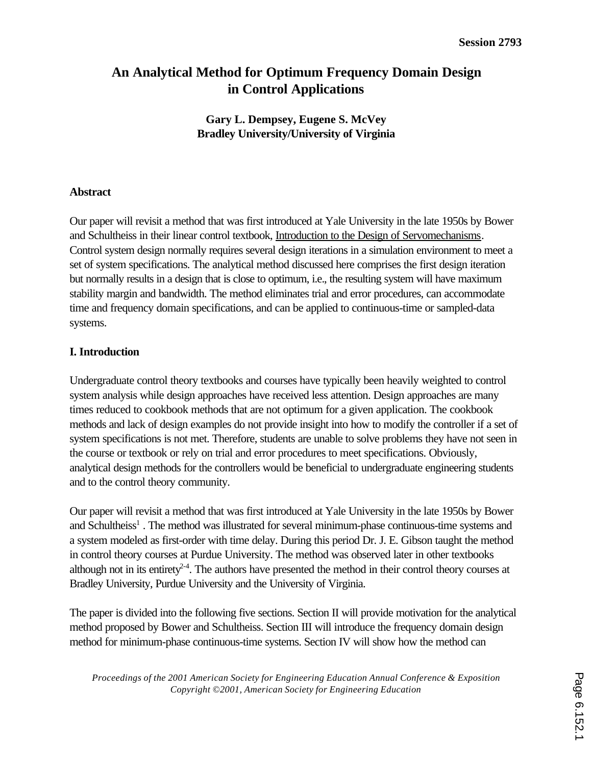# An Analytical Method for Optimum Frequency Domain Design in Control Applications

**Gary L. Dempsey, Eugene S. McVey**
**Bradley University/University of Virginia**

## Abstract

Our paper will revisit a method that was first introduced at Yale University in the late 1950s by Bower and Schultheiss in their linear control textbook, Introduction to the Design of Servomechanisms. Control system design normally requires several design iterations in a simulation environment to meet a set of system specifications. The analytical method discussed here comprises the first design iteration but normally results in a design that is close to optimum, i.e., the resulting system will have maximum stability margin and bandwidth. The method eliminates trial and error procedures, can accommodate time and frequency domain specifications, and can be applied to continuous-time or sampled-data systems.

## I. Introduction

Undergraduate control theory textbooks and courses have typically been heavily weighted to control system analysis while design approaches have received less attention. Design approaches are many times reduced to cookbook methods that are not optimum for a given application. The cookbook methods and lack of design examples do not provide insight into how to modify the controller if a set of system specifications is not met. Therefore, students are unable to solve problems they have not seen in the course or textbook or rely on trial and error procedures to meet specifications. Obviously, analytical design methods for the controllers would be beneficial to undergraduate engineering students and to the control theory community.

Our paper will revisit a method that was first introduced at Yale University in the late 1950s by Bower and Schultheiss[1]. The method was illustrated for several minimum-phase continuous-time systems and a system modeled as first-order with time delay. During this period Dr. J. E. Gibson taught the method in control theory courses at Purdue University. The method was observed later in other textbooks although not in its entirety[2-4]. The authors have presented the method in their control theory courses at Bradley University, Purdue University and the University of Virginia.

The paper is divided into the following five sections. Section II will provide motivation for the analytical method proposed by Bower and Schultheiss. Section III will introduce the frequency domain design method for minimum-phase continuous-time systems. Section IV will show how the method can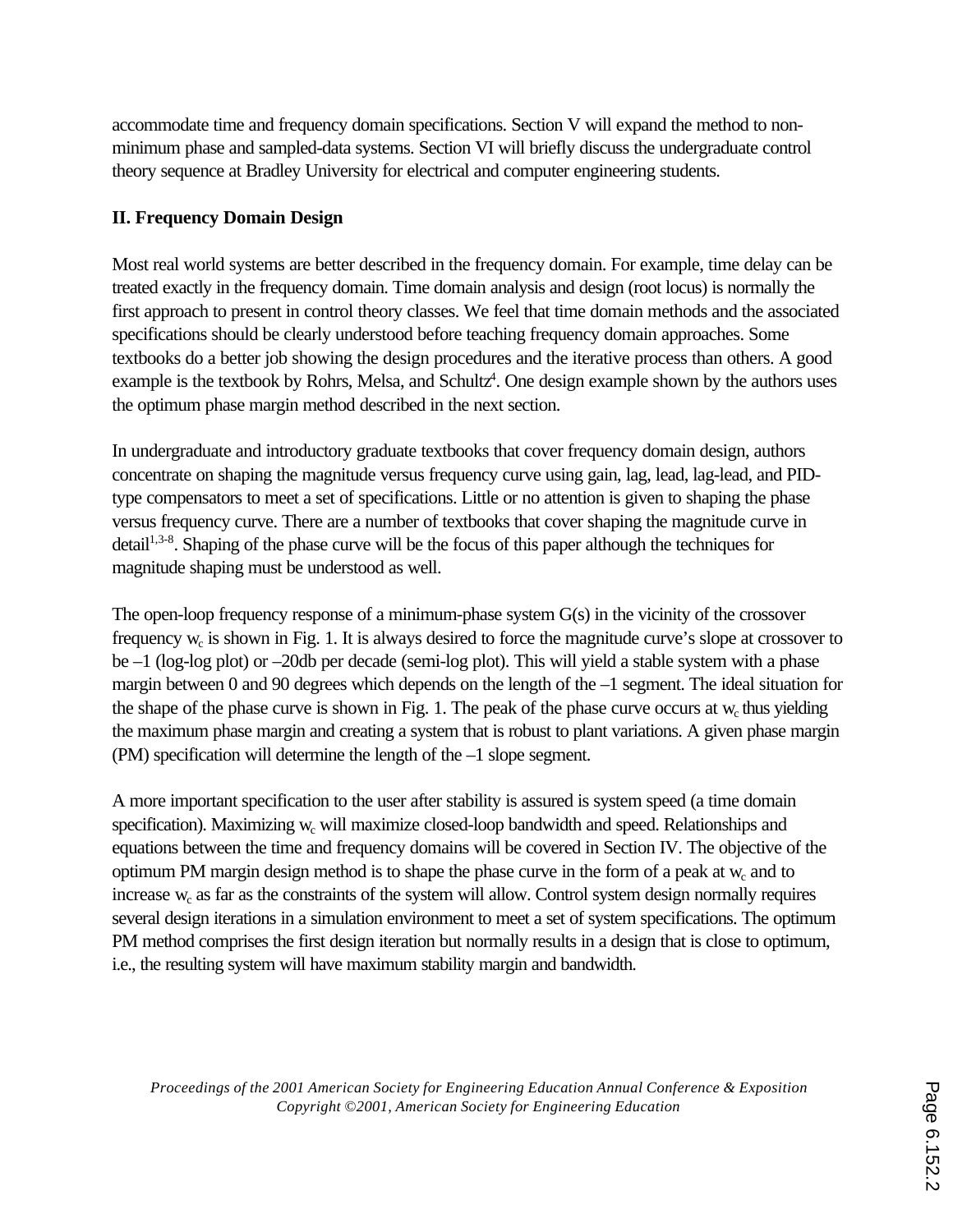accommodate time and frequency domain specifications. Section V will expand the method to non-minimum phase and sampled-data systems. Section VI will briefly discuss the undergraduate control theory sequence at Bradley University for electrical and computer engineering students.

## II. Frequency Domain Design

Most real world systems are better described in the frequency domain. For example, time delay can be treated exactly in the frequency domain. Time domain analysis and design (root locus) is normally the first approach to present in control theory classes. We feel that time domain methods and the associated specifications should be clearly understood before teaching frequency domain approaches. Some textbooks do a better job showing the design procedures and the iterative process than others. A good example is the textbook by Rohrs, Melsa, and Schultz[4]. One design example shown by the authors uses the optimum phase margin method described in the next section.

In undergraduate and introductory graduate textbooks that cover frequency domain design, authors concentrate on shaping the magnitude versus frequency curve using gain, lag, lead, lag-lead, and PID-type compensators to meet a set of specifications. Little or no attention is given to shaping the phase versus frequency curve. There are a number of textbooks that cover shaping the magnitude curve in detail[1,3-8]. Shaping of the phase curve will be the focus of this paper although the techniques for magnitude shaping must be understood as well.

The open-loop frequency response of a minimum-phase system G(s) in the vicinity of the crossover frequency $w_c$ is shown in Fig. 1. It is always desired to force the magnitude curve's slope at crossover to be –1 (log-log plot) or –20db per decade (semi-log plot). This will yield a stable system with a phase margin between 0 and 90 degrees which depends on the length of the –1 segment. The ideal situation for the shape of the phase curve is shown in Fig. 1. The peak of the phase curve occurs at $w_c$ thus yielding the maximum phase margin and creating a system that is robust to plant variations. A given phase margin (PM) specification will determine the length of the –1 slope segment.

A more important specification to the user after stability is assured is system speed (a time domain specification). Maximizing $w_c$ will maximize closed-loop bandwidth and speed. Relationships and equations between the time and frequency domains will be covered in Section IV. The objective of the optimum PM margin design method is to shape the phase curve in the form of a peak at $w_c$ and to increase $w_c$ as far as the constraints of the system will allow. Control system design normally requires several design iterations in a simulation environment to meet a set of system specifications. The optimum PM method comprises the first design iteration but normally results in a design that is close to optimum, i.e., the resulting system will have maximum stability margin and bandwidth.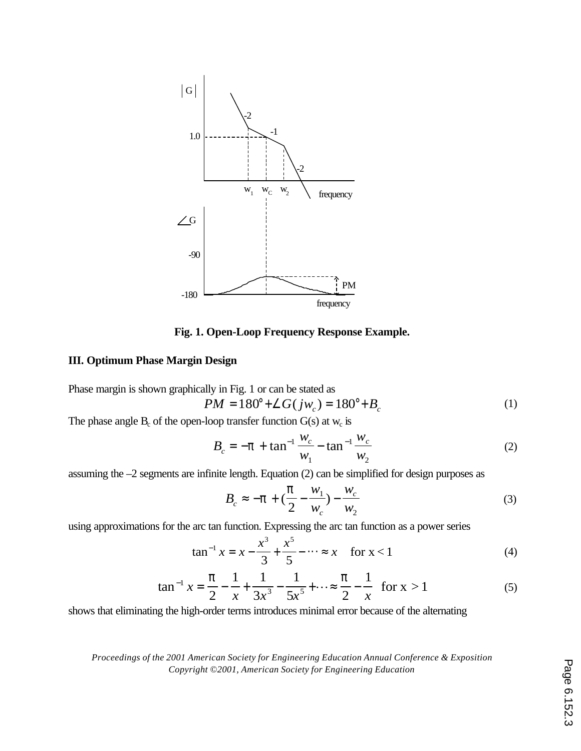Fig. 1. Open-Loop Frequency Response Example.

### III. Optimum Phase Margin Design

Phase margin is shown graphically in Fig. 1 or can be stated as

$$PM = 180° + \angle G(jw_c) = 180° + B_c \tag{1}$$

The phase angle $B_c$ of the open-loop transfer function G(s) at $w_c$ is

$$B_c = -\pi + \tan^{-1}\frac{w_c}{w_1} - \tan^{-1}\frac{w_c}{w_2} \tag{2}$$

assuming the –2 segments are infinite length. Equation (2) can be simplified for design purposes as

$$B_c \approx -\pi + \left(\frac{\pi}{2} - \frac{w_1}{w_c}\right) - \frac{w_c}{w_2} \tag{3}$$

using approximations for the arc tan function. Expressing the arc tan function as a power series

$$\tan^{-1} x = x - \frac{x^3}{3} + \frac{x^5}{5} - \cdots \approx x \quad \text{for x} < 1 \tag{4}$$

$$\tan^{-1} x = \frac{\pi}{2} - \frac{1}{x} + \frac{1}{3x^3} - \frac{1}{5x^5} + \cdots \approx \frac{\pi}{2} - \frac{1}{x} \quad \text{for x} > 1 \tag{5}$$

shows that eliminating the high-order terms introduces minimal error because of the alternating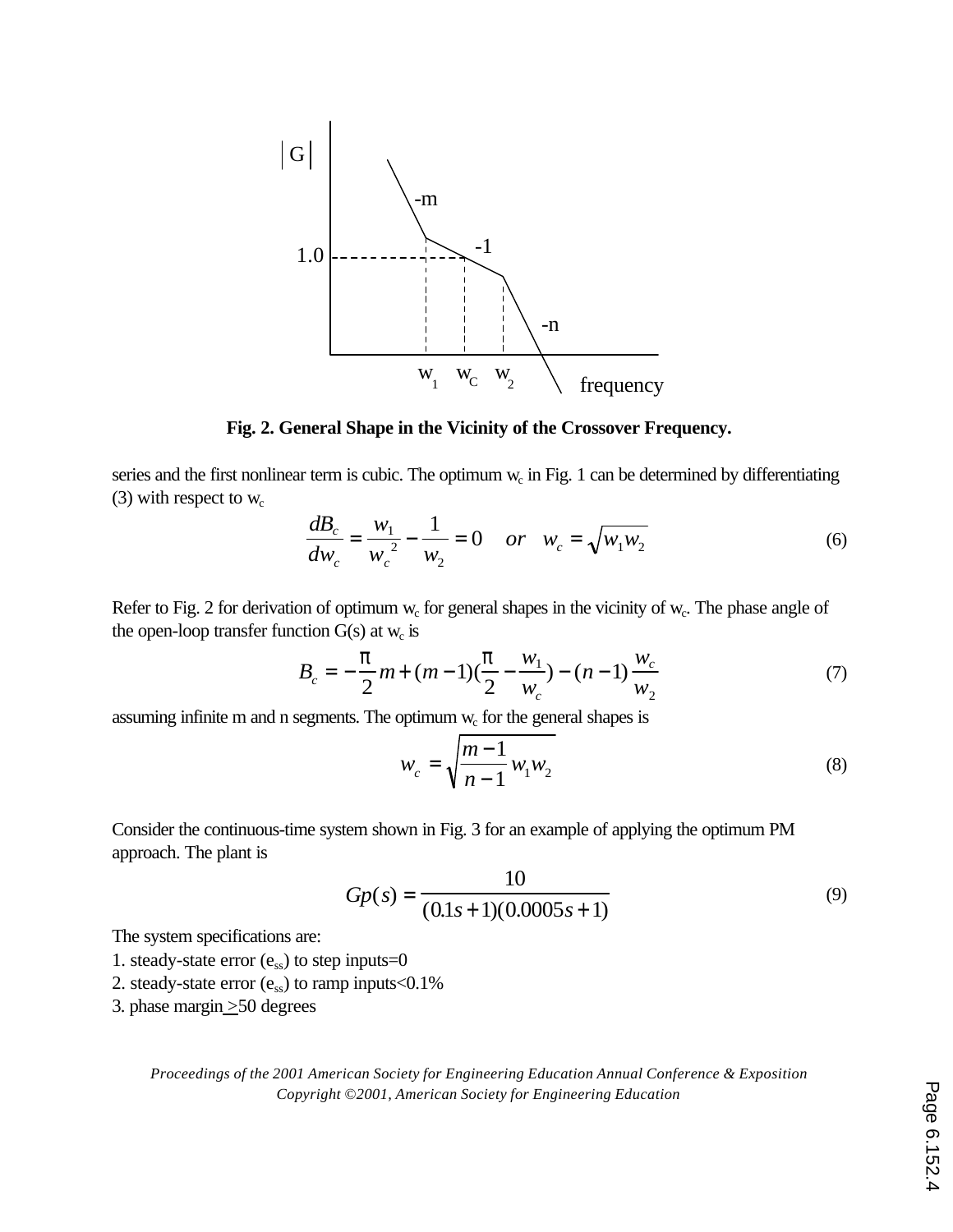**Fig. 2. General Shape in the Vicinity of the Crossover Frequency.**

series and the first nonlinear term is cubic. The optimum $w_c$ in Fig. 1 can be determined by differentiating (3) with respect to $w_c$

$$\frac{dB_c}{dw_c} = \frac{w_1}{w_c^{\ 2}} - \frac{1}{w_2} = 0 \quad or \quad w_c = \sqrt{w_1 w_2} \tag{6}$$

Refer to Fig. 2 for derivation of optimum $w_c$ for general shapes in the vicinity of $w_c$. The phase angle of the open-loop transfer function G(s) at $w_c$ is

$$B_c = -\frac{\pi}{2}m + (m-1)(\frac{\pi}{2} - \frac{w_1}{w_c}) - (n-1)\frac{w_c}{w_2} \tag{7}$$

assuming infinite m and n segments. The optimum $w_c$ for the general shapes is

$$w_c = \sqrt{\frac{m-1}{n-1} w_1 w_2} \tag{8}$$

Consider the continuous-time system shown in Fig. 3 for an example of applying the optimum PM approach. The plant is

$$Gp(s) = \frac{10}{(0.1s+1)(0.0005s+1)} \tag{9}$$

The system specifications are:

1. steady-state error ($e_{ss}$) to step inputs=0
2. steady-state error ($e_{ss}$) to ramp inputs<0.1%
3. phase margin $\geq$50 degrees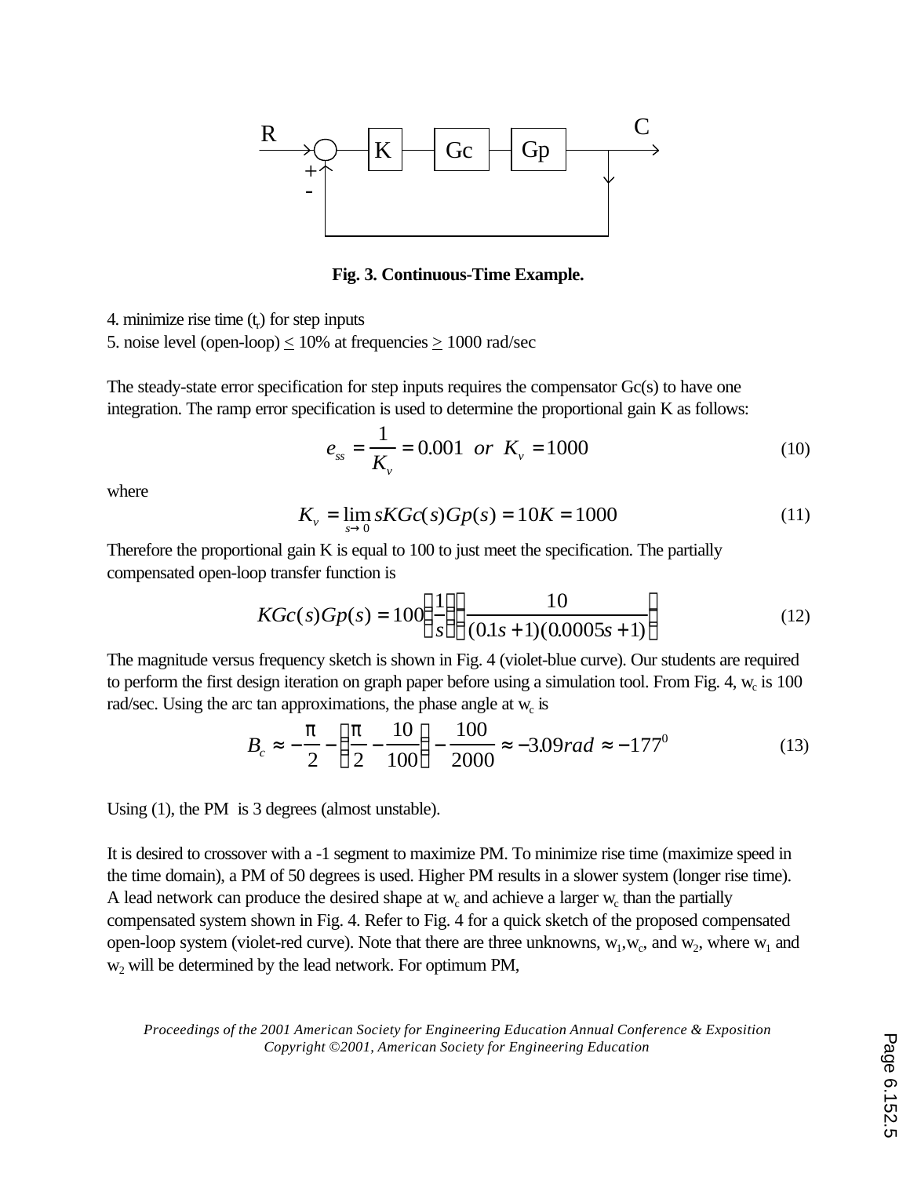R → (+/-) → K → Gc → Gp → C

**Fig. 3. Continuous-Time Example.**

4. minimize rise time ($t_r$) for step inputs
5. noise level (open-loop) ≤ 10% at frequencies ≥ 1000 rad/sec

The steady-state error specification for step inputs requires the compensator Gc(s) to have one integration. The ramp error specification is used to determine the proportional gain K as follows:

$$e_{ss} = \frac{1}{K_v} = 0.001 \;\; or \;\; K_v = 1000 \tag{10}$$

where

$$K_v = \lim_{s \to 0} sKGc(s)Gp(s) = 10K = 1000 \tag{11}$$

Therefore the proportional gain K is equal to 100 to just meet the specification. The partially compensated open-loop transfer function is

$$KGc(s)Gp(s) = 100\left(\frac{1}{s}\right)\left(\frac{10}{(0.1s+1)(0.0005s+1)}\right) \tag{12}$$

The magnitude versus frequency sketch is shown in Fig. 4 (violet-blue curve). Our students are required to perform the first design iteration on graph paper before using a simulation tool. From Fig. 4, $w_c$ is 100 rad/sec. Using the arc tan approximations, the phase angle at $w_c$ is

$$B_c \approx -\frac{\pi}{2} - \left(\frac{\pi}{2} - \frac{10}{100}\right) - \frac{100}{2000} \approx -3.09 rad \approx -177^0 \tag{13}$$

Using (1), the PM is 3 degrees (almost unstable).

It is desired to crossover with a -1 segment to maximize PM. To minimize rise time (maximize speed in the time domain), a PM of 50 degrees is used. Higher PM results in a slower system (longer rise time). A lead network can produce the desired shape at $w_c$ and achieve a larger $w_c$ than the partially compensated system shown in Fig. 4. Refer to Fig. 4 for a quick sketch of the proposed compensated open-loop system (violet-red curve). Note that there are three unknowns, $w_1$, $w_c$, and $w_2$, where $w_1$ and $w_2$ will be determined by the lead network. For optimum PM,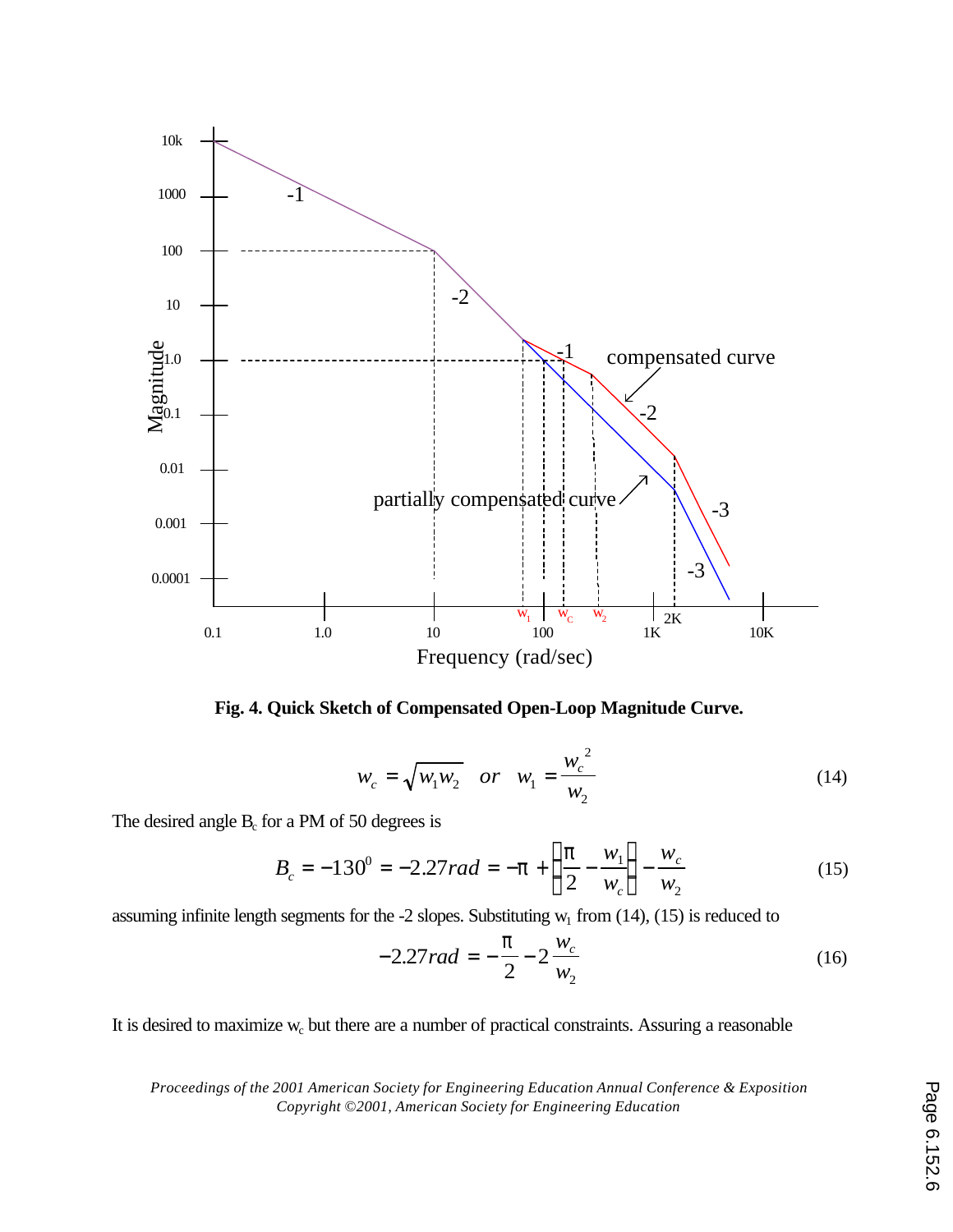**Fig. 4. Quick Sketch of Compensated Open-Loop Magnitude Curve.**

$$w_c = \sqrt{w_1 w_2} \quad or \quad w_1 = \frac{w_c^{\,2}}{w_2} \tag{14}$$

The desired angle $B_c$ for a PM of 50 degrees is

$$B_c = -130^0 = -2.27rad = -\pi + \left(\frac{\pi}{2} - \frac{w_1}{w_c}\right) - \frac{w_c}{w_2} \tag{15}$$

assuming infinite length segments for the -2 slopes. Substituting $w_1$ from (14), (15) is reduced to

$$-2.27rad = -\frac{\pi}{2} - 2\frac{w_c}{w_2} \tag{16}$$

It is desired to maximize $w_c$ but there are a number of practical constraints. Assuring a reasonable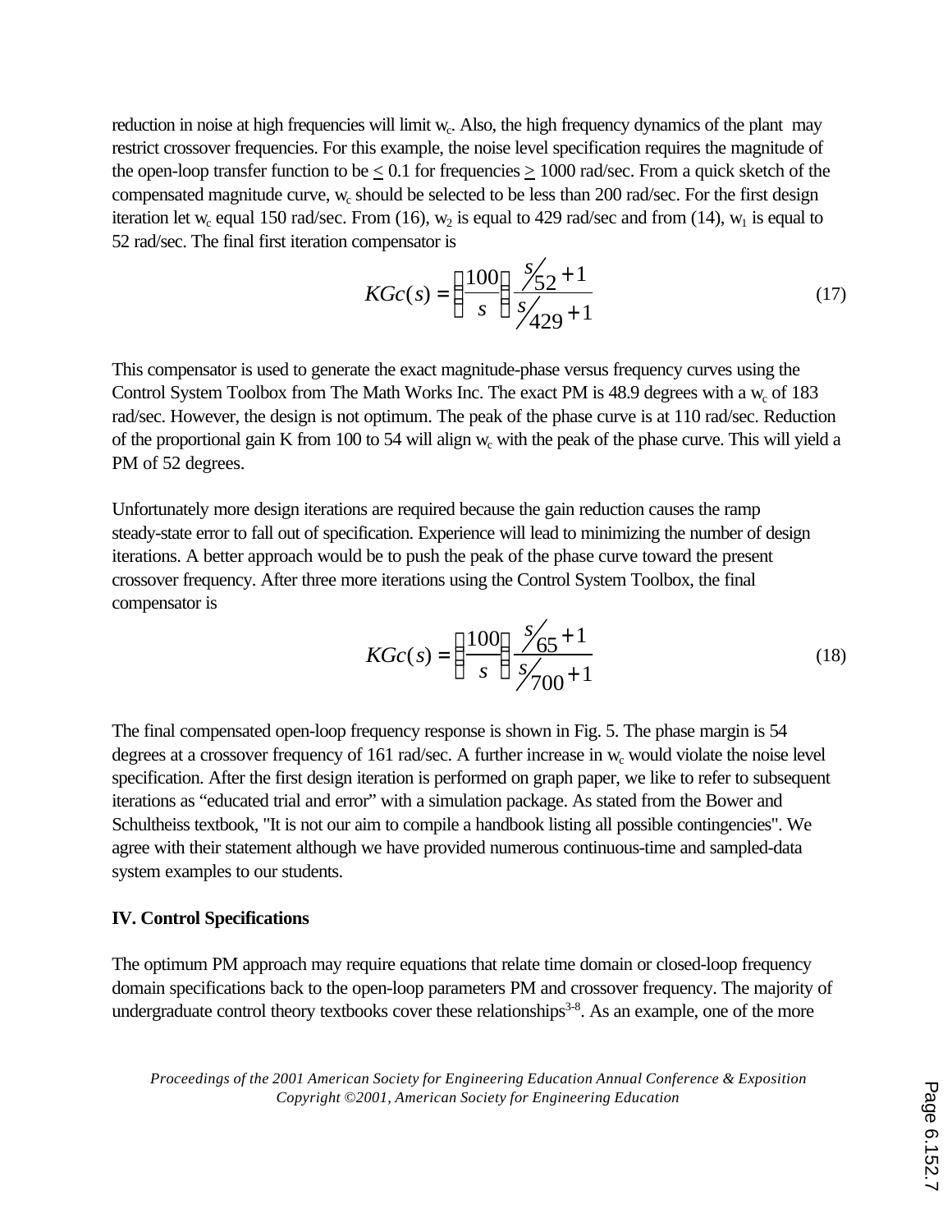reduction in noise at high frequencies will limit $w_c$. Also, the high frequency dynamics of the plant may restrict crossover frequencies. For this example, the noise level specification requires the magnitude of the open-loop transfer function to be $\leq$ 0.1 for frequencies $\geq$ 1000 rad/sec. From a quick sketch of the compensated magnitude curve, $w_c$ should be selected to be less than 200 rad/sec. For the first design iteration let $w_c$ equal 150 rad/sec. From (16), $w_2$ is equal to 429 rad/sec and from (14), $w_1$ is equal to 52 rad/sec. The final first iteration compensator is

$$KGc(s) = \left(\frac{100}{s}\right)\frac{s/52 + 1}{s/429 + 1} \tag{17}$$

This compensator is used to generate the exact magnitude-phase versus frequency curves using the Control System Toolbox from The Math Works Inc. The exact PM is 48.9 degrees with a $w_c$ of 183 rad/sec. However, the design is not optimum. The peak of the phase curve is at 110 rad/sec. Reduction of the proportional gain K from 100 to 54 will align $w_c$ with the peak of the phase curve. This will yield a PM of 52 degrees.

Unfortunately more design iterations are required because the gain reduction causes the ramp steady-state error to fall out of specification. Experience will lead to minimizing the number of design iterations. A better approach would be to push the peak of the phase curve toward the present crossover frequency. After three more iterations using the Control System Toolbox, the final compensator is

$$KGc(s) = \left(\frac{100}{s}\right)\frac{s/65 + 1}{s/700 + 1} \tag{18}$$

The final compensated open-loop frequency response is shown in Fig. 5. The phase margin is 54 degrees at a crossover frequency of 161 rad/sec. A further increase in $w_c$ would violate the noise level specification. After the first design iteration is performed on graph paper, we like to refer to subsequent iterations as "educated trial and error" with a simulation package. As stated from the Bower and Schultheiss textbook, "It is not our aim to compile a handbook listing all possible contingencies". We agree with their statement although we have provided numerous continuous-time and sampled-data system examples to our students.

**IV. Control Specifications**

The optimum PM approach may require equations that relate time domain or closed-loop frequency domain specifications back to the open-loop parameters PM and crossover frequency. The majority of undergraduate control theory textbooks cover these relationships[3-8]. As an example, one of the more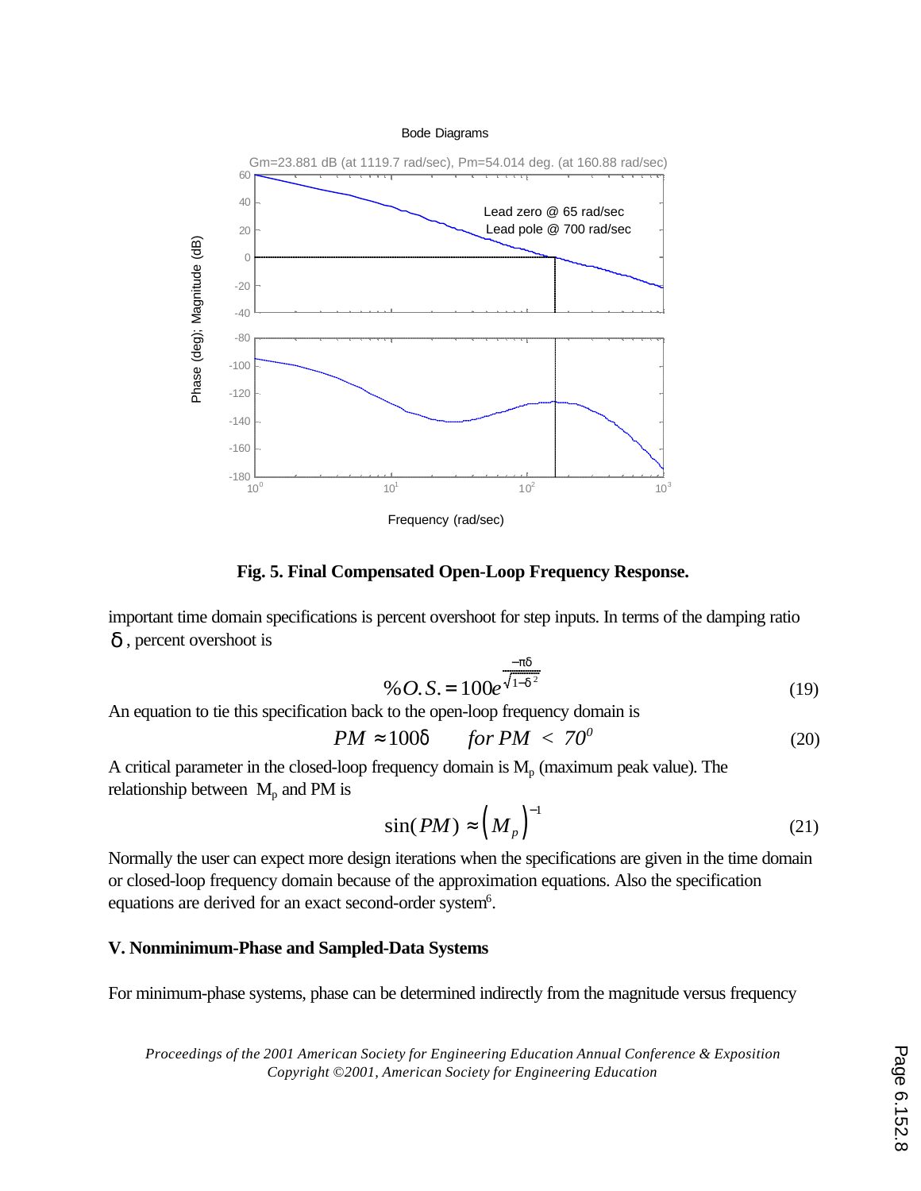**Fig. 5. Final Compensated Open-Loop Frequency Response.**

important time domain specifications is percent overshoot for step inputs. In terms of the damping ratio $\delta$, percent overshoot is

$$\%O.S. = 100e^{\frac{-\pi\delta}{\sqrt{1-\delta^2}}} \tag{19}$$

An equation to tie this specification back to the open-loop frequency domain is

$$PM \approx 100\delta \qquad for\ PM\ <\ 70^0 \tag{20}$$

A critical parameter in the closed-loop frequency domain is $M_p$ (maximum peak value). The relationship between $M_p$ and PM is

$$\sin(PM) \approx \left(M_p\right)^{-1} \tag{21}$$

Normally the user can expect more design iterations when the specifications are given in the time domain or closed-loop frequency domain because of the approximation equations. Also the specification equations are derived for an exact second-order system[6].

**V. Nonminimum-Phase and Sampled-Data Systems**

For minimum-phase systems, phase can be determined indirectly from the magnitude versus frequency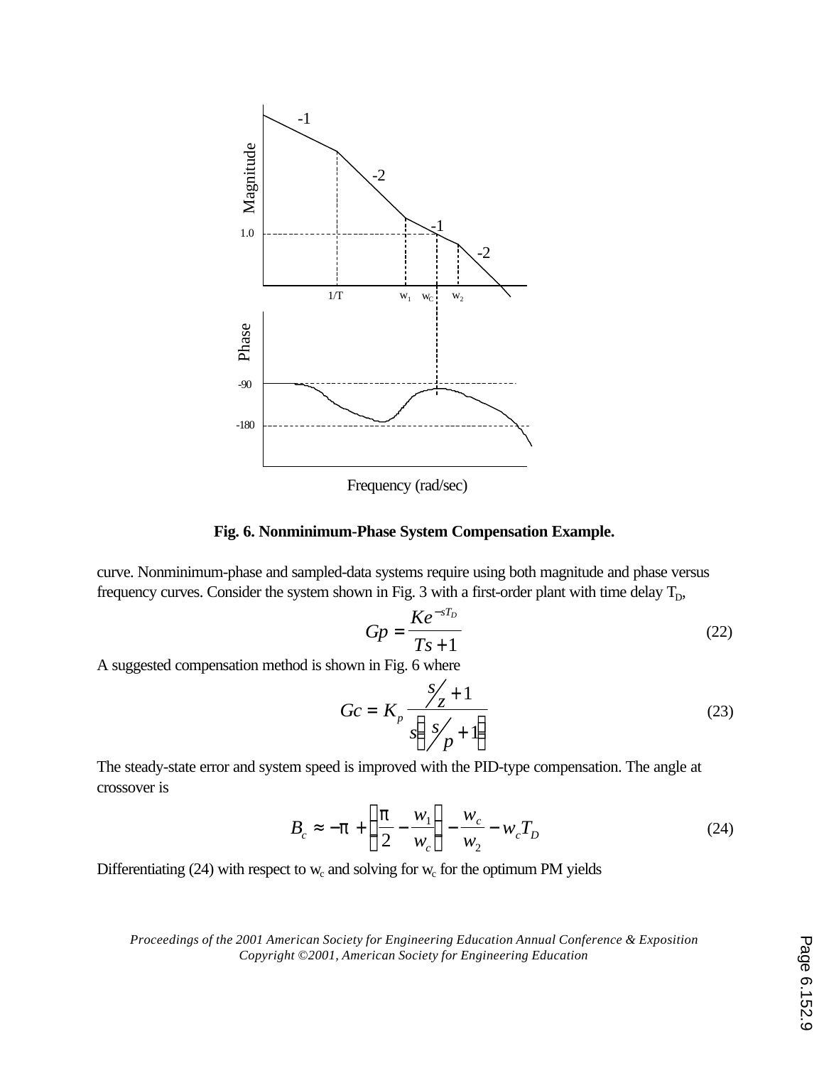**Fig. 6. Nonminimum-Phase System Compensation Example.**

curve. Nonminimum-phase and sampled-data systems require using both magnitude and phase versus frequency curves. Consider the system shown in Fig. 3 with a first-order plant with time delay $T_D$,

$$Gp = \frac{Ke^{-sT_D}}{Ts+1} \tag{22}$$

A suggested compensation method is shown in Fig. 6 where

$$Gc = K_p \frac{s/z + 1}{s\left(s/p + 1\right)} \tag{23}$$

The steady-state error and system speed is improved with the PID-type compensation. The angle at crossover is

$$B_c \approx -\pi + \left(\frac{\pi}{2} - \frac{w_1}{w_c}\right) - \frac{w_c}{w_2} - w_c T_D \tag{24}$$

Differentiating (24) with respect to $w_c$ and solving for $w_c$ for the optimum PM yields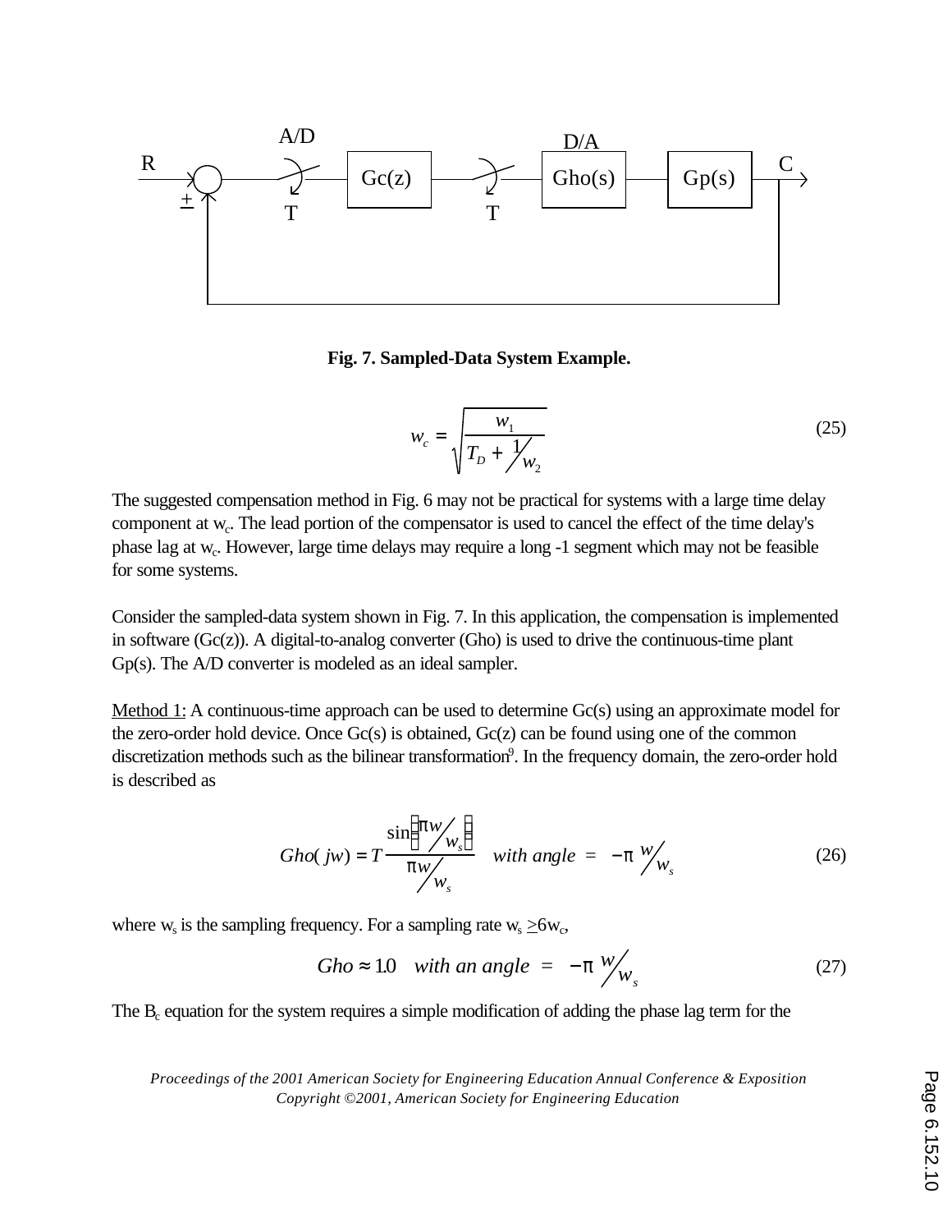R, C, A/D, D/A, T, T, Gc(z), Gho(s), Gp(s), +, −

**Fig. 7. Sampled-Data System Example.**

$$w_c = \sqrt{\frac{w_1}{T_D + 1/w_2}} \tag{25}$$

The suggested compensation method in Fig. 6 may not be practical for systems with a large time delay component at $w_c$. The lead portion of the compensator is used to cancel the effect of the time delay's phase lag at $w_c$. However, large time delays may require a long -1 segment which may not be feasible for some systems.

Consider the sampled-data system shown in Fig. 7. In this application, the compensation is implemented in software (Gc(z)). A digital-to-analog converter (Gho) is used to drive the continuous-time plant Gp(s). The A/D converter is modeled as an ideal sampler.

Method 1: A continuous-time approach can be used to determine Gc(s) using an approximate model for the zero-order hold device. Once Gc(s) is obtained, Gc(z) can be found using one of the common discretization methods such as the bilinear transformation[9]. In the frequency domain, the zero-order hold is described as

$$Gho(jw) = T\frac{\sin\left(\pi w/w_s\right)}{\pi w/w_s} \quad \text{with angle} = -\pi\, w/w_s \tag{26}$$

where $w_s$ is the sampling frequency. For a sampling rate $w_s \geq 6w_c$,

$$Gho \approx 1.0 \quad \text{with an angle} = -\pi\, w/w_s \tag{27}$$

The $B_c$ equation for the system requires a simple modification of adding the phase lag term for the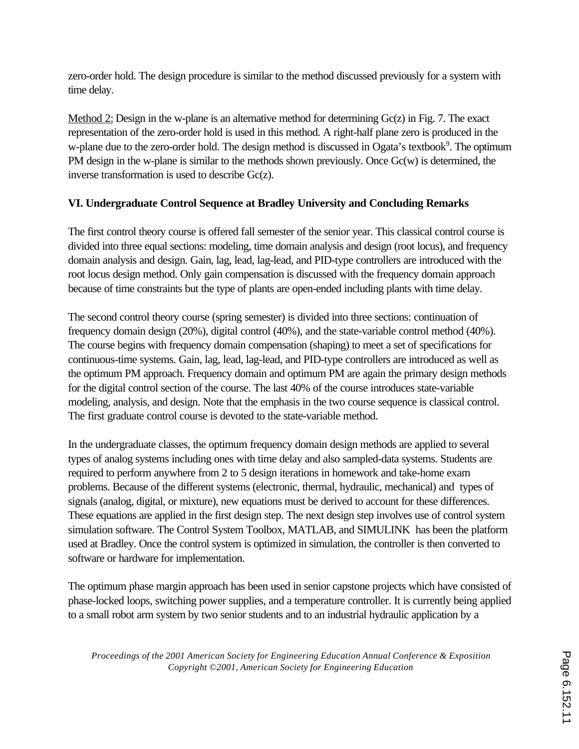zero-order hold. The design procedure is similar to the method discussed previously for a system with time delay.

Method 2: Design in the w-plane is an alternative method for determining Gc(z) in Fig. 7. The exact representation of the zero-order hold is used in this method. A right-half plane zero is produced in the w-plane due to the zero-order hold. The design method is discussed in Ogata's textbook[9]. The optimum PM design in the w-plane is similar to the methods shown previously. Once Gc(w) is determined, the inverse transformation is used to describe Gc(z).

## VI. Undergraduate Control Sequence at Bradley University and Concluding Remarks

The first control theory course is offered fall semester of the senior year. This classical control course is divided into three equal sections: modeling, time domain analysis and design (root locus), and frequency domain analysis and design. Gain, lag, lead, lag-lead, and PID-type controllers are introduced with the root locus design method. Only gain compensation is discussed with the frequency domain approach because of time constraints but the type of plants are open-ended including plants with time delay.

The second control theory course (spring semester) is divided into three sections: continuation of frequency domain design (20%), digital control (40%), and the state-variable control method (40%). The course begins with frequency domain compensation (shaping) to meet a set of specifications for continuous-time systems. Gain, lag, lead, lag-lead, and PID-type controllers are introduced as well as the optimum PM approach. Frequency domain and optimum PM are again the primary design methods for the digital control section of the course. The last 40% of the course introduces state-variable modeling, analysis, and design. Note that the emphasis in the two course sequence is classical control. The first graduate control course is devoted to the state-variable method.

In the undergraduate classes, the optimum frequency domain design methods are applied to several types of analog systems including ones with time delay and also sampled-data systems. Students are required to perform anywhere from 2 to 5 design iterations in homework and take-home exam problems. Because of the different systems (electronic, thermal, hydraulic, mechanical) and types of signals (analog, digital, or mixture), new equations must be derived to account for these differences. These equations are applied in the first design step. The next design step involves use of control system simulation software. The Control System Toolbox, MATLAB, and SIMULINK has been the platform used at Bradley. Once the control system is optimized in simulation, the controller is then converted to software or hardware for implementation.

The optimum phase margin approach has been used in senior capstone projects which have consisted of phase-locked loops, switching power supplies, and a temperature controller. It is currently being applied to a small robot arm system by two senior students and to an industrial hydraulic application by a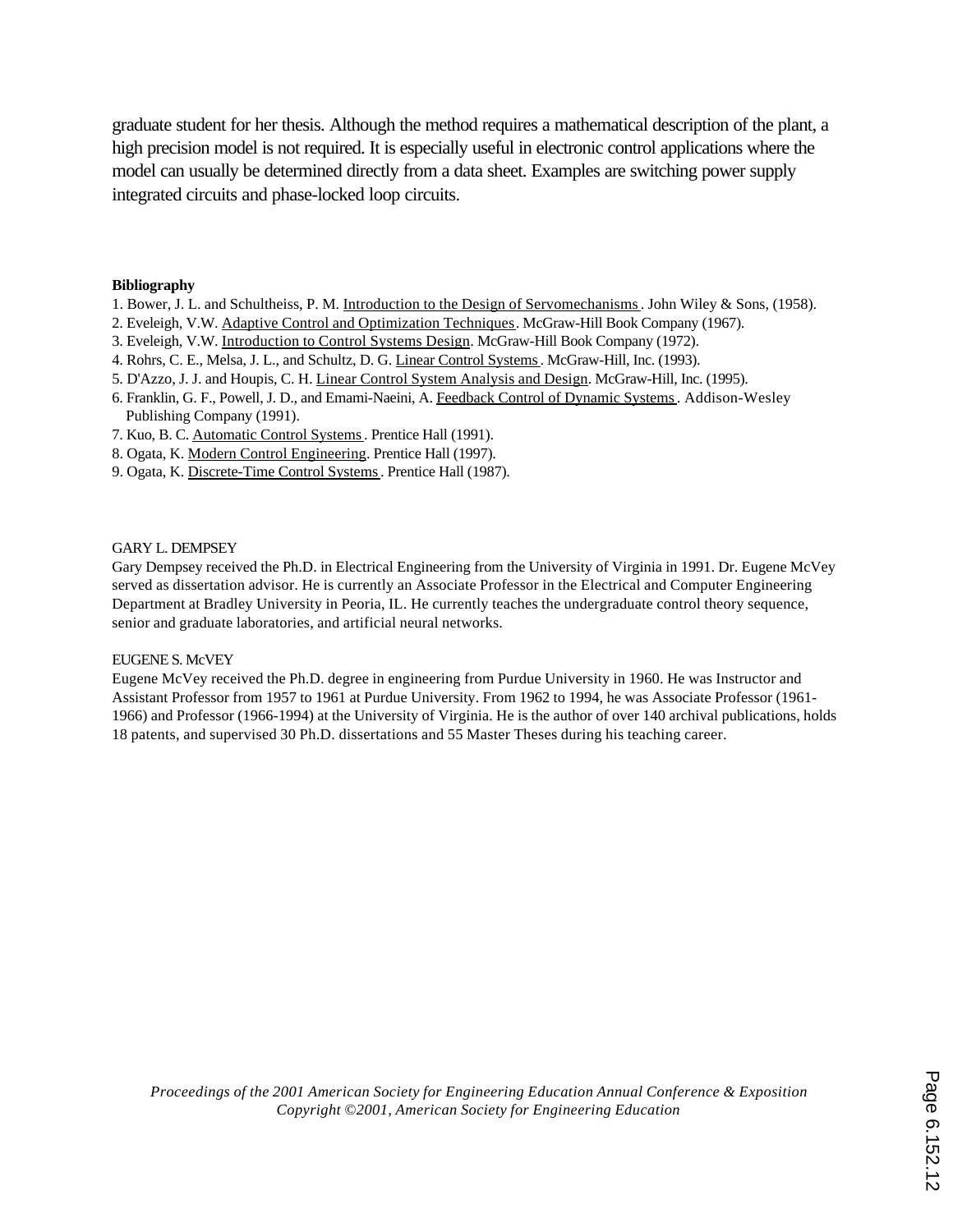graduate student for her thesis. Although the method requires a mathematical description of the plant, a high precision model is not required. It is especially useful in electronic control applications where the model can usually be determined directly from a data sheet. Examples are switching power supply integrated circuits and phase-locked loop circuits.

**Bibliography**

1. Bower, J. L. and Schultheiss, P. M. Introduction to the Design of Servomechanisms. John Wiley & Sons, (1958).
2. Eveleigh, V.W. Adaptive Control and Optimization Techniques. McGraw-Hill Book Company (1967).
3. Eveleigh, V.W. Introduction to Control Systems Design. McGraw-Hill Book Company (1972).
4. Rohrs, C. E., Melsa, J. L., and Schultz, D. G. Linear Control Systems. McGraw-Hill, Inc. (1993).
5. D'Azzo, J. J. and Houpis, C. H. Linear Control System Analysis and Design. McGraw-Hill, Inc. (1995).
6. Franklin, G. F., Powell, J. D., and Emami-Naeini, A. Feedback Control of Dynamic Systems. Addison-Wesley Publishing Company (1991).
7. Kuo, B. C. Automatic Control Systems. Prentice Hall (1991).
8. Ogata, K. Modern Control Engineering. Prentice Hall (1997).
9. Ogata, K. Discrete-Time Control Systems. Prentice Hall (1987).

GARY L. DEMPSEY

Gary Dempsey received the Ph.D. in Electrical Engineering from the University of Virginia in 1991. Dr. Eugene McVey served as dissertation advisor. He is currently an Associate Professor in the Electrical and Computer Engineering Department at Bradley University in Peoria, IL. He currently teaches the undergraduate control theory sequence, senior and graduate laboratories, and artificial neural networks.

EUGENE S. McVEY

Eugene McVey received the Ph.D. degree in engineering from Purdue University in 1960. He was Instructor and Assistant Professor from 1957 to 1961 at Purdue University. From 1962 to 1994, he was Associate Professor (1961-1966) and Professor (1966-1994) at the University of Virginia. He is the author of over 140 archival publications, holds 18 patents, and supervised 30 Ph.D. dissertations and 55 Master Theses during his teaching career.